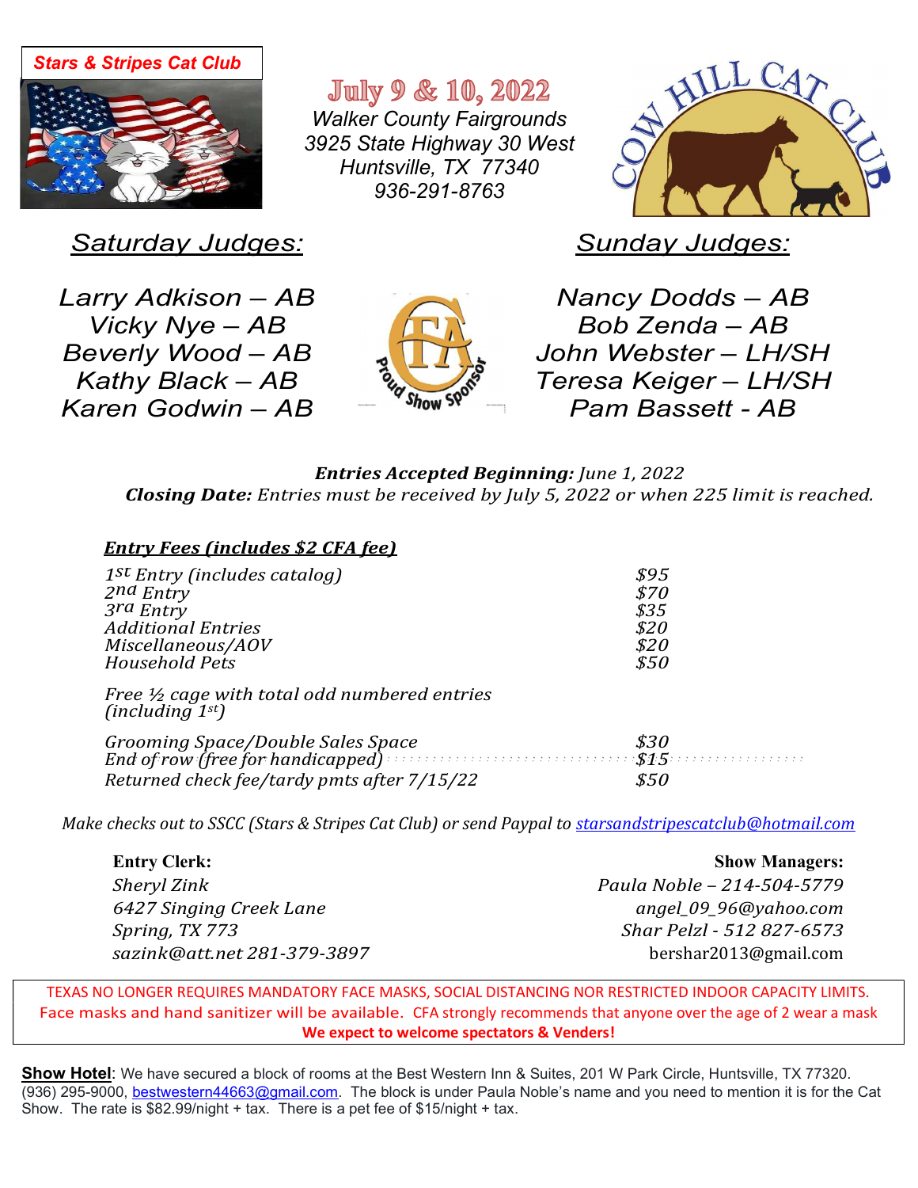Stars & Stripes Cat Club

# July 9 & 10, 2022

*Walker County Fairgrounds*
*3925 State Highway 30 West*
*Huntsville, TX 77340*
*936-291-8763*

COW HILL CAT CLUB

## Saturday Judges:

*Larry Adkison – AB*
*Vicky Nye – AB*
*Beverly Wood – AB*
*Kathy Black – AB*
*Karen Godwin – AB*

CFA Proud Show Sponsor

## Sunday Judges:

*Nancy Dodds – AB*
*Bob Zenda – AB*
*John Webster – LH/SH*
*Teresa Keiger – LH/SH*
*Pam Bassett - AB*

***Entries Accepted Beginning:*** *June 1, 2022*
***Closing Date:*** *Entries must be received by July 5, 2022 or when 225 limit is reached.*

***Entry Fees (includes $2 CFA fee)***

| | |
|---|---|
| *1st Entry (includes catalog)* | *$95* |
| *2nd Entry* | *$70* |
| *3rd Entry* | *$35* |
| *Additional Entries* | *$20* |
| *Miscellaneous/AOV* | *$20* |
| *Household Pets* | *$50* |
| *Free ½ cage with total odd numbered entries (including 1st)* | |
| *Grooming Space/Double Sales Space* | *$30* |
| *End of row (free for handicapped)* | *$15* |
| *Returned check fee/tardy pmts after 7/15/22* | *$50* |

*Make checks out to SSCC (Stars & Stripes Cat Club) or send Paypal to starsandstripescatclub@hotmail.com*

**Entry Clerk:**
*Sheryl Zink*
*6427 Singing Creek Lane*
*Spring, TX 773*
*sazink@att.net 281-379-3897*

**Show Managers:**
*Paula Noble – 214-504-5779*
*angel_09_96@yahoo.com*
*Shar Pelzl - 512 827-6573*
bershar2013@gmail.com

TEXAS NO LONGER REQUIRES MANDATORY FACE MASKS, SOCIAL DISTANCING NOR RESTRICTED INDOOR CAPACITY LIMITS.
Face masks and hand sanitizer will be available. CFA strongly recommends that anyone over the age of 2 wear a mask
**We expect to welcome spectators & Venders!**

**Show Hotel**: We have secured a block of rooms at the Best Western Inn & Suites, 201 W Park Circle, Huntsville, TX 77320. (936) 295-9000, bestwestern44663@gmail.com. The block is under Paula Noble's name and you need to mention it is for the Cat Show. The rate is $82.99/night + tax. There is a pet fee of $15/night + tax.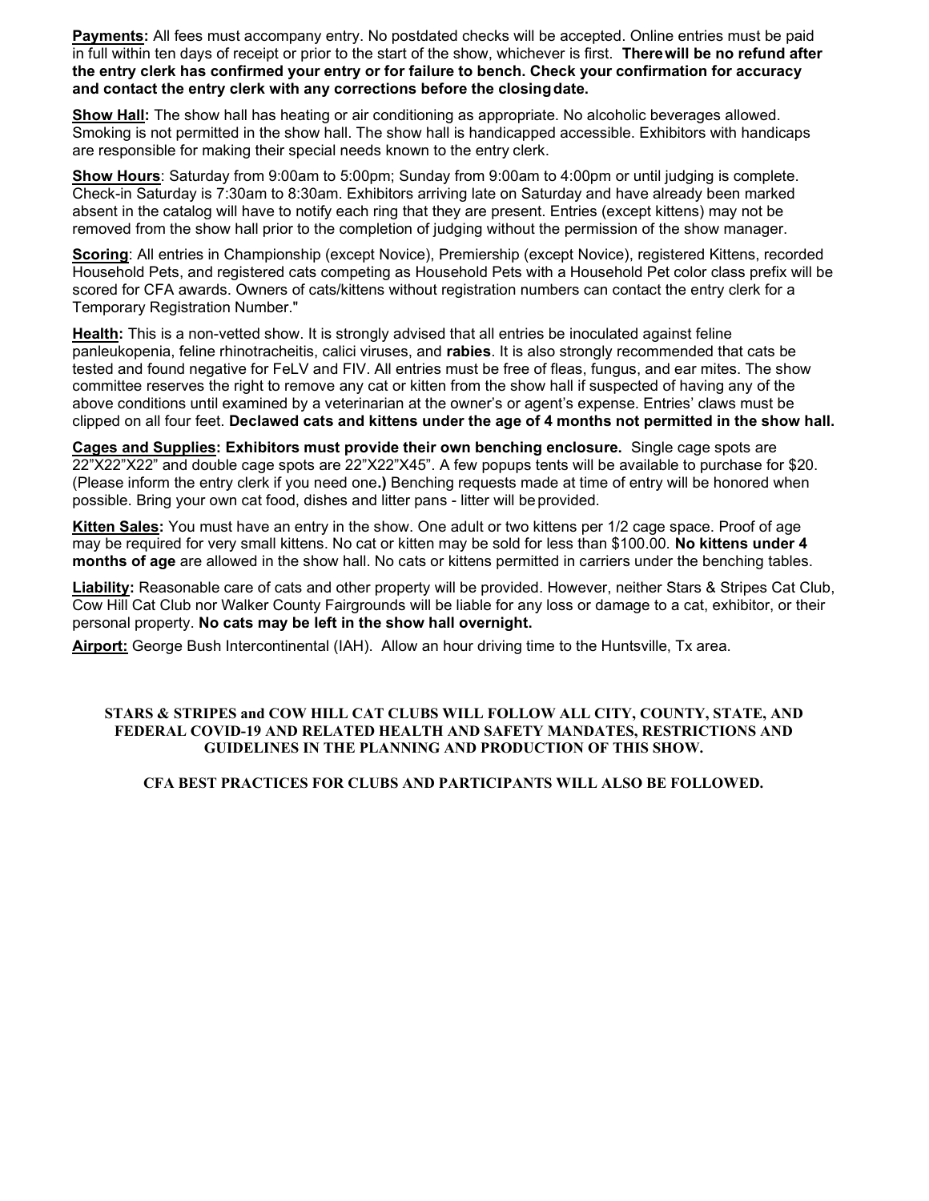**Payments:** All fees must accompany entry. No postdated checks will be accepted. Online entries must be paid in full within ten days of receipt or prior to the start of the show, whichever is first. **There will be no refund after the entry clerk has confirmed your entry or for failure to bench. Check your confirmation for accuracy and contact the entry clerk with any corrections before the closing date.**

**Show Hall:** The show hall has heating or air conditioning as appropriate. No alcoholic beverages allowed. Smoking is not permitted in the show hall. The show hall is handicapped accessible. Exhibitors with handicaps are responsible for making their special needs known to the entry clerk.

**Show Hours**: Saturday from 9:00am to 5:00pm; Sunday from 9:00am to 4:00pm or until judging is complete. Check-in Saturday is 7:30am to 8:30am. Exhibitors arriving late on Saturday and have already been marked absent in the catalog will have to notify each ring that they are present. Entries (except kittens) may not be removed from the show hall prior to the completion of judging without the permission of the show manager.

**Scoring**: All entries in Championship (except Novice), Premiership (except Novice), registered Kittens, recorded Household Pets, and registered cats competing as Household Pets with a Household Pet color class prefix will be scored for CFA awards. Owners of cats/kittens without registration numbers can contact the entry clerk for a Temporary Registration Number."

**Health:** This is a non-vetted show. It is strongly advised that all entries be inoculated against feline panleukopenia, feline rhinotracheitis, calici viruses, and **rabies**. It is also strongly recommended that cats be tested and found negative for FeLV and FIV. All entries must be free of fleas, fungus, and ear mites. The show committee reserves the right to remove any cat or kitten from the show hall if suspected of having any of the above conditions until examined by a veterinarian at the owner's or agent's expense. Entries' claws must be clipped on all four feet. **Declawed cats and kittens under the age of 4 months not permitted in the show hall.**

**Cages and Supplies: Exhibitors must provide their own benching enclosure.** Single cage spots are 22"X22"X22" and double cage spots are 22"X22"X45". A few popups tents will be available to purchase for $20. (Please inform the entry clerk if you need one**.)** Benching requests made at time of entry will be honored when possible. Bring your own cat food, dishes and litter pans - litter will be provided.

**Kitten Sales:** You must have an entry in the show. One adult or two kittens per 1/2 cage space. Proof of age may be required for very small kittens. No cat or kitten may be sold for less than $100.00. **No kittens under 4 months of age** are allowed in the show hall. No cats or kittens permitted in carriers under the benching tables.

**Liability:** Reasonable care of cats and other property will be provided. However, neither Stars & Stripes Cat Club, Cow Hill Cat Club nor Walker County Fairgrounds will be liable for any loss or damage to a cat, exhibitor, or their personal property. **No cats may be left in the show hall overnight.**

**Airport:** George Bush Intercontinental (IAH). Allow an hour driving time to the Huntsville, Tx area.

**STARS & STRIPES and COW HILL CAT CLUBS WILL FOLLOW ALL CITY, COUNTY, STATE, AND FEDERAL COVID-19 AND RELATED HEALTH AND SAFETY MANDATES, RESTRICTIONS AND GUIDELINES IN THE PLANNING AND PRODUCTION OF THIS SHOW.**

**CFA BEST PRACTICES FOR CLUBS AND PARTICIPANTS WILL ALSO BE FOLLOWED.**